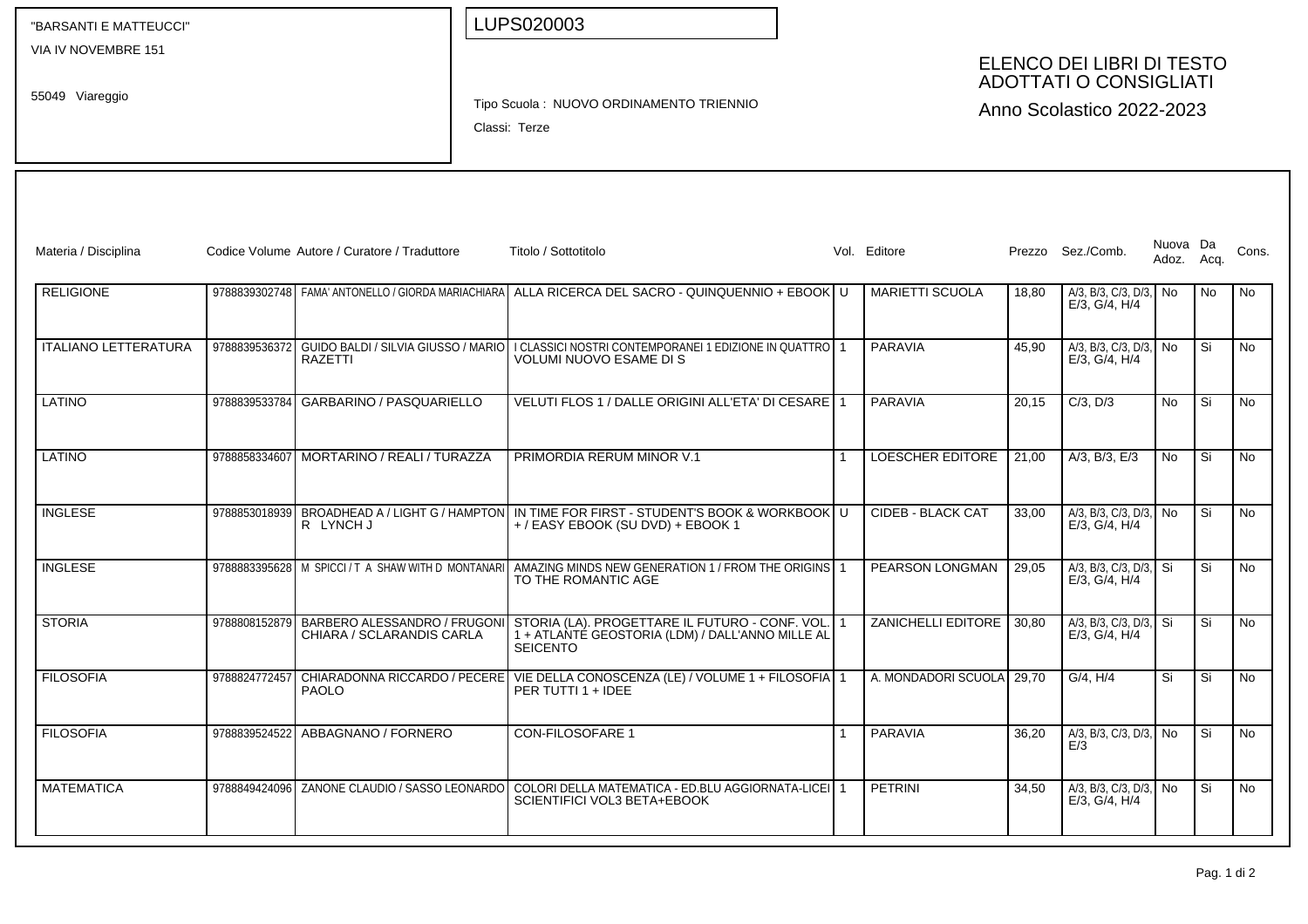"BARSANTI E MATTEUCCI"
VIA IV NOVEMBRE 151

55049 Viareggio

LUPS020003

Tipo Scuola : NUOVO ORDINAMENTO TRIENNIO
Classi: Terze

## ELENCO DEI LIBRI DI TESTO ADOTTATI O CONSIGLIATI

Anno Scolastico 2022-2023

| Materia / Disciplina | Codice Volume | Autore / Curatore / Traduttore | Titolo / Sottotitolo | Vol. | Editore | Prezzo | Sez./Comb. | Nuova Adoz. | Da Acq. | Cons. |
|---|---|---|---|---|---|---|---|---|---|---|
| RELIGIONE | 9788839302748 | FAMA' ANTONELLO / GIORDA MARIACHIARA | ALLA RICERCA DEL SACRO - QUINQUENNIO + EBOOK | U | MARIETTI SCUOLA | 18,80 | A/3, B/3, C/3, D/3, E/3, G/4, H/4 | No | No | No |
| ITALIANO LETTERATURA | 9788839536372 | GUIDO BALDI / SILVIA GIUSSO / MARIO RAZETTI | I CLASSICI NOSTRI CONTEMPORANEI 1 EDIZIONE IN QUATTRO VOLUMI NUOVO ESAME DI S | 1 | PARAVIA | 45,90 | A/3, B/3, C/3, D/3, E/3, G/4, H/4 | No | Si | No |
| LATINO | 9788839533784 | GARBARINO / PASQUARIELLO | VELUTI FLOS 1 / DALLE ORIGINI ALL'ETA' DI CESARE | 1 | PARAVIA | 20,15 | C/3, D/3 | No | Si | No |
| LATINO | 9788858334607 | MORTARINO / REALI / TURAZZA | PRIMORDIA RERUM MINOR V.1 | 1 | LOESCHER EDITORE | 21,00 | A/3, B/3, E/3 | No | Si | No |
| INGLESE | 9788853018939 | BROADHEAD A / LIGHT G / HAMPTON R LYNCH J | IN TIME FOR FIRST - STUDENT'S BOOK & WORKBOOK + / EASY EBOOK (SU DVD) + EBOOK 1 | U | CIDEB - BLACK CAT | 33,00 | A/3, B/3, C/3, D/3, E/3, G/4, H/4 | No | Si | No |
| INGLESE | 9788883395628 | M SPICCI / T A SHAW WITH D MONTANARI | AMAZING MINDS NEW GENERATION 1 / FROM THE ORIGINS TO THE ROMANTIC AGE | 1 | PEARSON LONGMAN | 29,05 | A/3, B/3, C/3, D/3, E/3, G/4, H/4 | Si | Si | No |
| STORIA | 9788808152879 | BARBERO ALESSANDRO / FRUGONI CHIARA / SCLARANDIS CARLA | STORIA (LA). PROGETTARE IL FUTURO - CONF. VOL. 1 + ATLANTE GEOSTORIA (LDM) / DALL'ANNO MILLE AL SEICENTO | 1 | ZANICHELLI EDITORE | 30,80 | A/3, B/3, C/3, D/3, E/3, G/4, H/4 | Si | Si | No |
| FILOSOFIA | 9788824772457 | CHIARADONNA RICCARDO / PECERE PAOLO | VIE DELLA CONOSCENZA (LE) / VOLUME 1 + FILOSOFIA PER TUTTI 1 + IDEE | 1 | A. MONDADORI SCUOLA | 29,70 | G/4, H/4 | Si | Si | No |
| FILOSOFIA | 9788839524522 | ABBAGNANO / FORNERO | CON-FILOSOFARE 1 | 1 | PARAVIA | 36,20 | A/3, B/3, C/3, D/3, E/3 | No | Si | No |
| MATEMATICA | 9788849424096 | ZANONE CLAUDIO / SASSO LEONARDO | COLORI DELLA MATEMATICA - ED.BLU AGGIORNATA-LICEI SCIENTIFICI VOL3 BETA+EBOOK | 1 | PETRINI | 34,50 | A/3, B/3, C/3, D/3, E/3, G/4, H/4 | No | Si | No |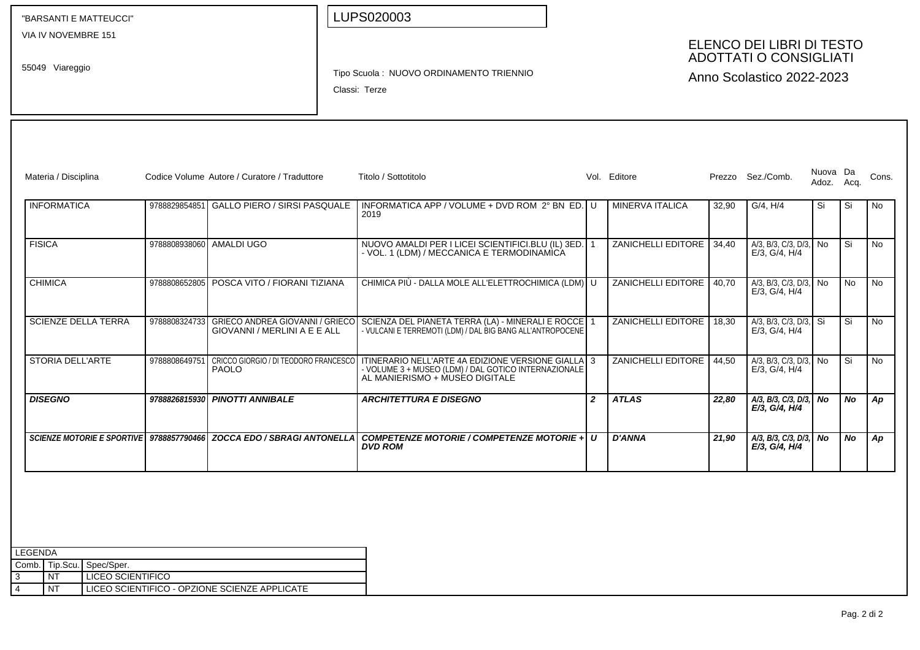"BARSANTI E MATTEUCCI"
VIA IV NOVEMBRE 151

55049 Viareggio

LUPS020003

Tipo Scuola : NUOVO ORDINAMENTO TRIENNIO

Classi: Terze

# ELENCO DEI LIBRI DI TESTO ADOTTATI O CONSIGLIATI

## Anno Scolastico 2022-2023

| Materia / Disciplina | Codice Volume | Autore / Curatore / Traduttore | Titolo / Sottotitolo | Vol. | Editore | Prezzo | Sez./Comb. | Nuova Adoz. | Da Acq. | Cons. |
|---|---|---|---|---|---|---|---|---|---|---|
| INFORMATICA | 9788829854851 | GALLO PIERO / SIRSI PASQUALE | INFORMATICA APP / VOLUME + DVD ROM 2° BN ED. 2019 | U | MINERVA ITALICA | 32,90 | G/4, H/4 | Si | Si | No |
| FISICA | 9788808938060 | AMALDI UGO | NUOVO AMALDI PER I LICEI SCIENTIFICI.BLU (IL) 3ED. - VOL. 1 (LDM) / MECCANICA E TERMODINAMICA | 1 | ZANICHELLI EDITORE | 34,40 | A/3, B/3, C/3, D/3, E/3, G/4, H/4 | No | Si | No |
| CHIMICA | 9788808652805 | POSCA VITO / FIORANI TIZIANA | CHIMICA PIÙ - DALLA MOLE ALL'ELETTROCHIMICA (LDM) | U | ZANICHELLI EDITORE | 40,70 | A/3, B/3, C/3, D/3, E/3, G/4, H/4 | No | No | No |
| SCIENZE DELLA TERRA | 9788808324733 | GRIECO ANDREA GIOVANNI / GRIECO GIOVANNI / MERLINI A E E ALL | SCIENZA DEL PIANETA TERRA (LA) - MINERALI E ROCCE - VULCANI E TERREMOTI (LDM) / DAL BIG BANG ALL'ANTROPOCENE | 1 | ZANICHELLI EDITORE | 18,30 | A/3, B/3, C/3, D/3, E/3, G/4, H/4 | Si | Si | No |
| STORIA DELL'ARTE | 9788808649751 | CRICCO GIORGIO / DI TEODORO FRANCESCO PAOLO | ITINERARIO NELL'ARTE 4A EDIZIONE VERSIONE GIALLA - VOLUME 3 + MUSEO (LDM) / DAL GOTICO INTERNAZIONALE AL MANIERISMO + MUSEO DIGITALE | 3 | ZANICHELLI EDITORE | 44,50 | A/3, B/3, C/3, D/3, E/3, G/4, H/4 | No | Si | No |
| ***DISEGNO*** | ***9788826815930*** | ***PINOTTI ANNIBALE*** | ***ARCHITETTURA E DISEGNO*** | ***2*** | ***ATLAS*** | ***22,80*** | ***A/3, B/3, C/3, D/3, E/3, G/4, H/4*** | ***No*** | ***No*** | ***Ap*** |
| ***SCIENZE MOTORIE E SPORTIVE*** | ***9788857790466*** | ***ZOCCA EDO / SBRAGI ANTONELLA*** | ***COMPETENZE MOTORIE / COMPETENZE MOTORIE + DVD ROM*** | ***U*** | ***D'ANNA*** | ***21,90*** | ***A/3, B/3, C/3, D/3, E/3, G/4, H/4*** | ***No*** | ***No*** | ***Ap*** |

| LEGENDA | | |
|---|---|---|
| Comb. | Tip.Scu. | Spec/Sper. |
| 3 | NT | LICEO SCIENTIFICO |
| 4 | NT | LICEO SCIENTIFICO - OPZIONE SCIENZE APPLICATE |